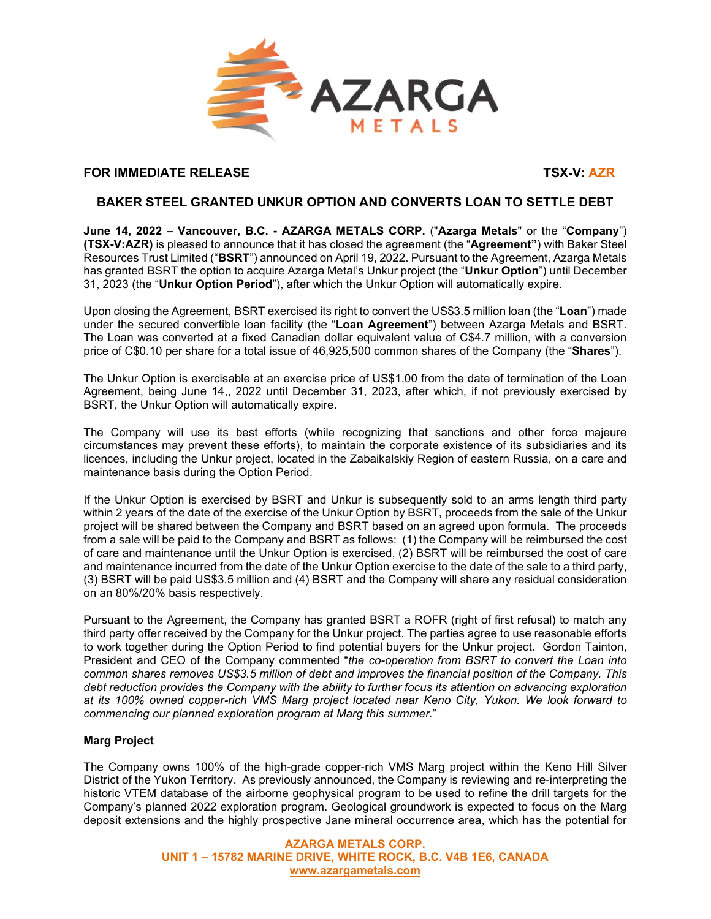**FOR IMMEDIATE RELEASE** **TSX-V: AZR**

# BAKER STEEL GRANTED UNKUR OPTION AND CONVERTS LOAN TO SETTLE DEBT

**June 14, 2022 – Vancouver, B.C. - AZARGA METALS CORP.** ("**Azarga Metals**" or the "**Company**") **(TSX-V:AZR)** is pleased to announce that it has closed the agreement (the "**Agreement"**) with Baker Steel Resources Trust Limited ("**BSRT**") announced on April 19, 2022. Pursuant to the Agreement, Azarga Metals has granted BSRT the option to acquire Azarga Metal's Unkur project (the "**Unkur Option**") until December 31, 2023 (the "**Unkur Option Period**"), after which the Unkur Option will automatically expire.

Upon closing the Agreement, BSRT exercised its right to convert the US$3.5 million loan (the "**Loan**") made under the secured convertible loan facility (the "**Loan Agreement**") between Azarga Metals and BSRT. The Loan was converted at a fixed Canadian dollar equivalent value of C$4.7 million, with a conversion price of C$0.10 per share for a total issue of 46,925,500 common shares of the Company (the "**Shares**").

The Unkur Option is exercisable at an exercise price of US$1.00 from the date of termination of the Loan Agreement, being June 14,, 2022 until December 31, 2023, after which, if not previously exercised by BSRT, the Unkur Option will automatically expire.

The Company will use its best efforts (while recognizing that sanctions and other force majeure circumstances may prevent these efforts), to maintain the corporate existence of its subsidiaries and its licences, including the Unkur project, located in the Zabaikalskiy Region of eastern Russia, on a care and maintenance basis during the Option Period.

If the Unkur Option is exercised by BSRT and Unkur is subsequently sold to an arms length third party within 2 years of the date of the exercise of the Unkur Option by BSRT, proceeds from the sale of the Unkur project will be shared between the Company and BSRT based on an agreed upon formula. The proceeds from a sale will be paid to the Company and BSRT as follows: (1) the Company will be reimbursed the cost of care and maintenance until the Unkur Option is exercised, (2) BSRT will be reimbursed the cost of care and maintenance incurred from the date of the Unkur Option exercise to the date of the sale to a third party, (3) BSRT will be paid US$3.5 million and (4) BSRT and the Company will share any residual consideration on an 80%/20% basis respectively.

Pursuant to the Agreement, the Company has granted BSRT a ROFR (right of first refusal) to match any third party offer received by the Company for the Unkur project. The parties agree to use reasonable efforts to work together during the Option Period to find potential buyers for the Unkur project. Gordon Tainton, President and CEO of the Company commented "*the co-operation from BSRT to convert the Loan into common shares removes US$3.5 million of debt and improves the financial position of the Company. This debt reduction provides the Company with the ability to further focus its attention on advancing exploration at its 100% owned copper-rich VMS Marg project located near Keno City, Yukon. We look forward to commencing our planned exploration program at Marg this summer.*"

## Marg Project

The Company owns 100% of the high-grade copper-rich VMS Marg project within the Keno Hill Silver District of the Yukon Territory. As previously announced, the Company is reviewing and re-interpreting the historic VTEM database of the airborne geophysical program to be used to refine the drill targets for the Company's planned 2022 exploration program. Geological groundwork is expected to focus on the Marg deposit extensions and the highly prospective Jane mineral occurrence area, which has the potential for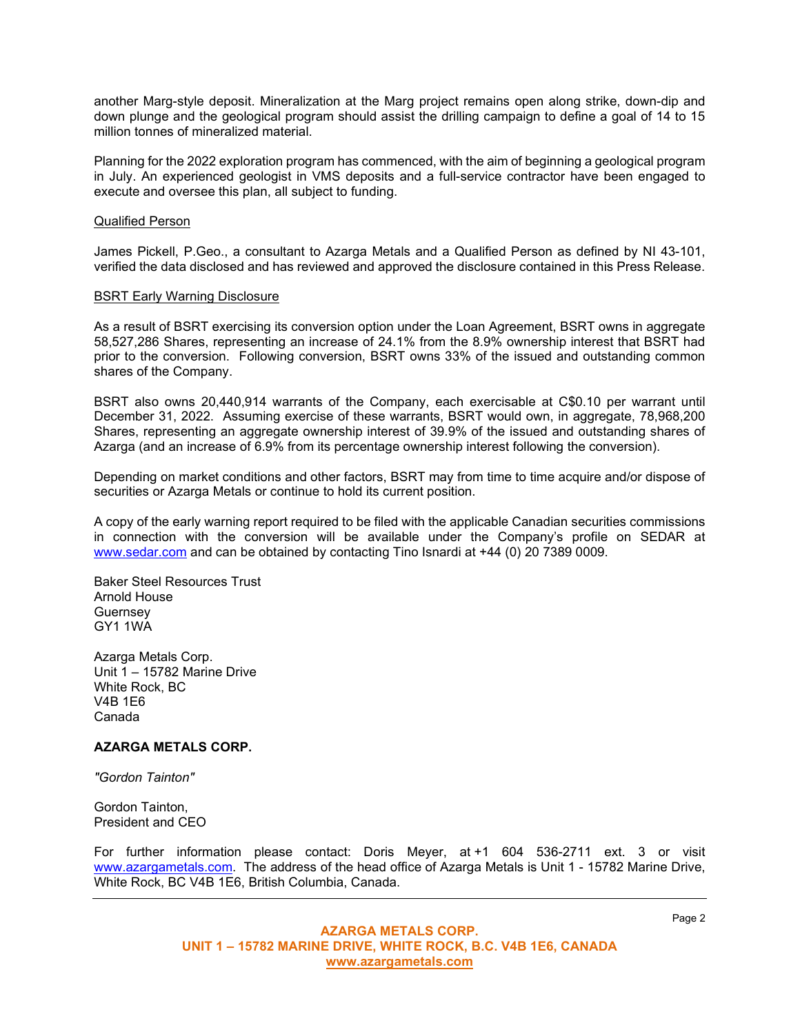another Marg-style deposit. Mineralization at the Marg project remains open along strike, down-dip and down plunge and the geological program should assist the drilling campaign to define a goal of 14 to 15 million tonnes of mineralized material.

Planning for the 2022 exploration program has commenced, with the aim of beginning a geological program in July. An experienced geologist in VMS deposits and a full-service contractor have been engaged to execute and oversee this plan, all subject to funding.

Qualified Person

James Pickell, P.Geo., a consultant to Azarga Metals and a Qualified Person as defined by NI 43-101, verified the data disclosed and has reviewed and approved the disclosure contained in this Press Release.

BSRT Early Warning Disclosure

As a result of BSRT exercising its conversion option under the Loan Agreement, BSRT owns in aggregate 58,527,286 Shares, representing an increase of 24.1% from the 8.9% ownership interest that BSRT had prior to the conversion. Following conversion, BSRT owns 33% of the issued and outstanding common shares of the Company.

BSRT also owns 20,440,914 warrants of the Company, each exercisable at C$0.10 per warrant until December 31, 2022. Assuming exercise of these warrants, BSRT would own, in aggregate, 78,968,200 Shares, representing an aggregate ownership interest of 39.9% of the issued and outstanding shares of Azarga (and an increase of 6.9% from its percentage ownership interest following the conversion).

Depending on market conditions and other factors, BSRT may from time to time acquire and/or dispose of securities or Azarga Metals or continue to hold its current position.

A copy of the early warning report required to be filed with the applicable Canadian securities commissions in connection with the conversion will be available under the Company's profile on SEDAR at www.sedar.com and can be obtained by contacting Tino Isnardi at +44 (0) 20 7389 0009.

Baker Steel Resources Trust
Arnold House
Guernsey
GY1 1WA

Azarga Metals Corp.
Unit 1 – 15782 Marine Drive
White Rock, BC
V4B 1E6
Canada

**AZARGA METALS CORP.**

*"Gordon Tainton"*

Gordon Tainton,
President and CEO

For further information please contact: Doris Meyer, at +1 604 536-2711 ext. 3 or visit www.azargametals.com. The address of the head office of Azarga Metals is Unit 1 - 15782 Marine Drive, White Rock, BC V4B 1E6, British Columbia, Canada.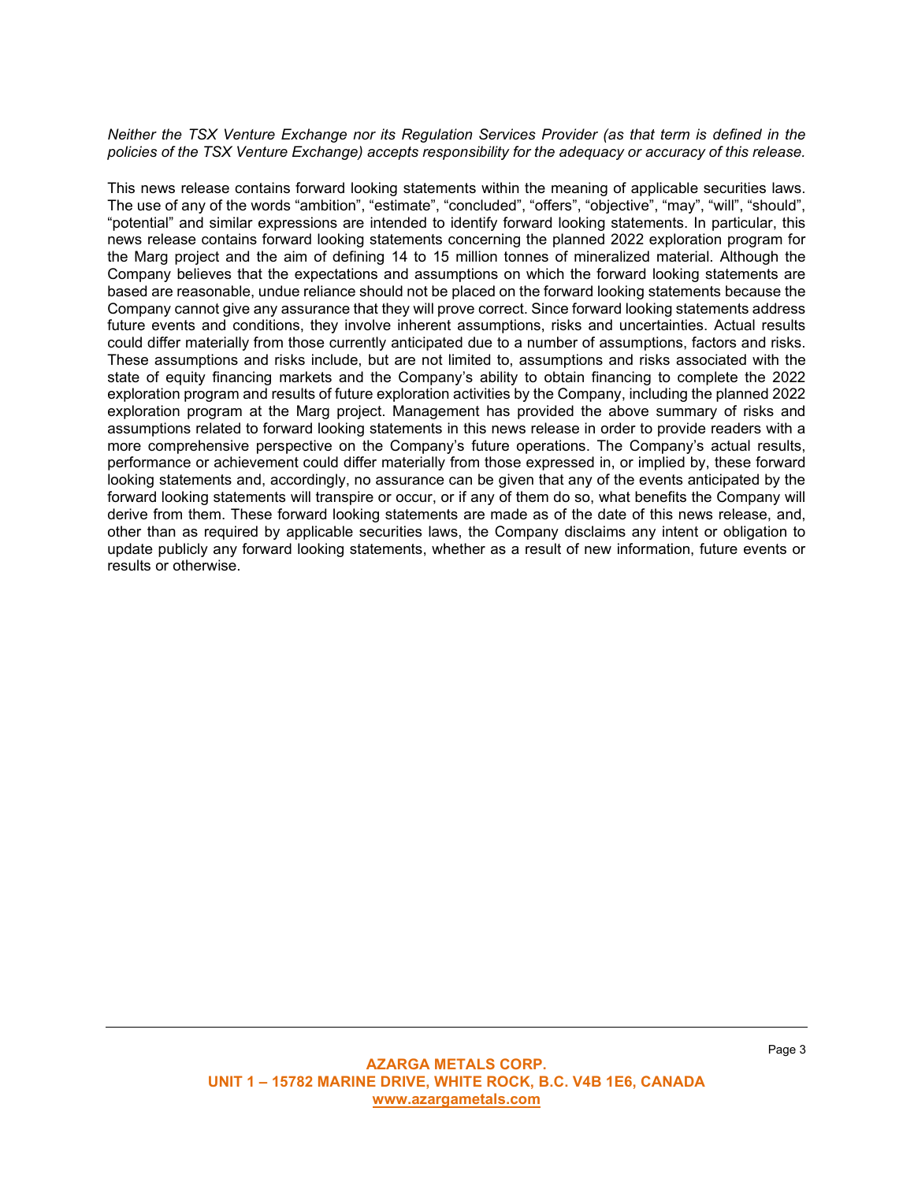*Neither the TSX Venture Exchange nor its Regulation Services Provider (as that term is defined in the policies of the TSX Venture Exchange) accepts responsibility for the adequacy or accuracy of this release.*

This news release contains forward looking statements within the meaning of applicable securities laws. The use of any of the words "ambition", "estimate", "concluded", "offers", "objective", "may", "will", "should", "potential" and similar expressions are intended to identify forward looking statements. In particular, this news release contains forward looking statements concerning the planned 2022 exploration program for the Marg project and the aim of defining 14 to 15 million tonnes of mineralized material. Although the Company believes that the expectations and assumptions on which the forward looking statements are based are reasonable, undue reliance should not be placed on the forward looking statements because the Company cannot give any assurance that they will prove correct. Since forward looking statements address future events and conditions, they involve inherent assumptions, risks and uncertainties. Actual results could differ materially from those currently anticipated due to a number of assumptions, factors and risks. These assumptions and risks include, but are not limited to, assumptions and risks associated with the state of equity financing markets and the Company's ability to obtain financing to complete the 2022 exploration program and results of future exploration activities by the Company, including the planned 2022 exploration program at the Marg project. Management has provided the above summary of risks and assumptions related to forward looking statements in this news release in order to provide readers with a more comprehensive perspective on the Company's future operations. The Company's actual results, performance or achievement could differ materially from those expressed in, or implied by, these forward looking statements and, accordingly, no assurance can be given that any of the events anticipated by the forward looking statements will transpire or occur, or if any of them do so, what benefits the Company will derive from them. These forward looking statements are made as of the date of this news release, and, other than as required by applicable securities laws, the Company disclaims any intent or obligation to update publicly any forward looking statements, whether as a result of new information, future events or results or otherwise.